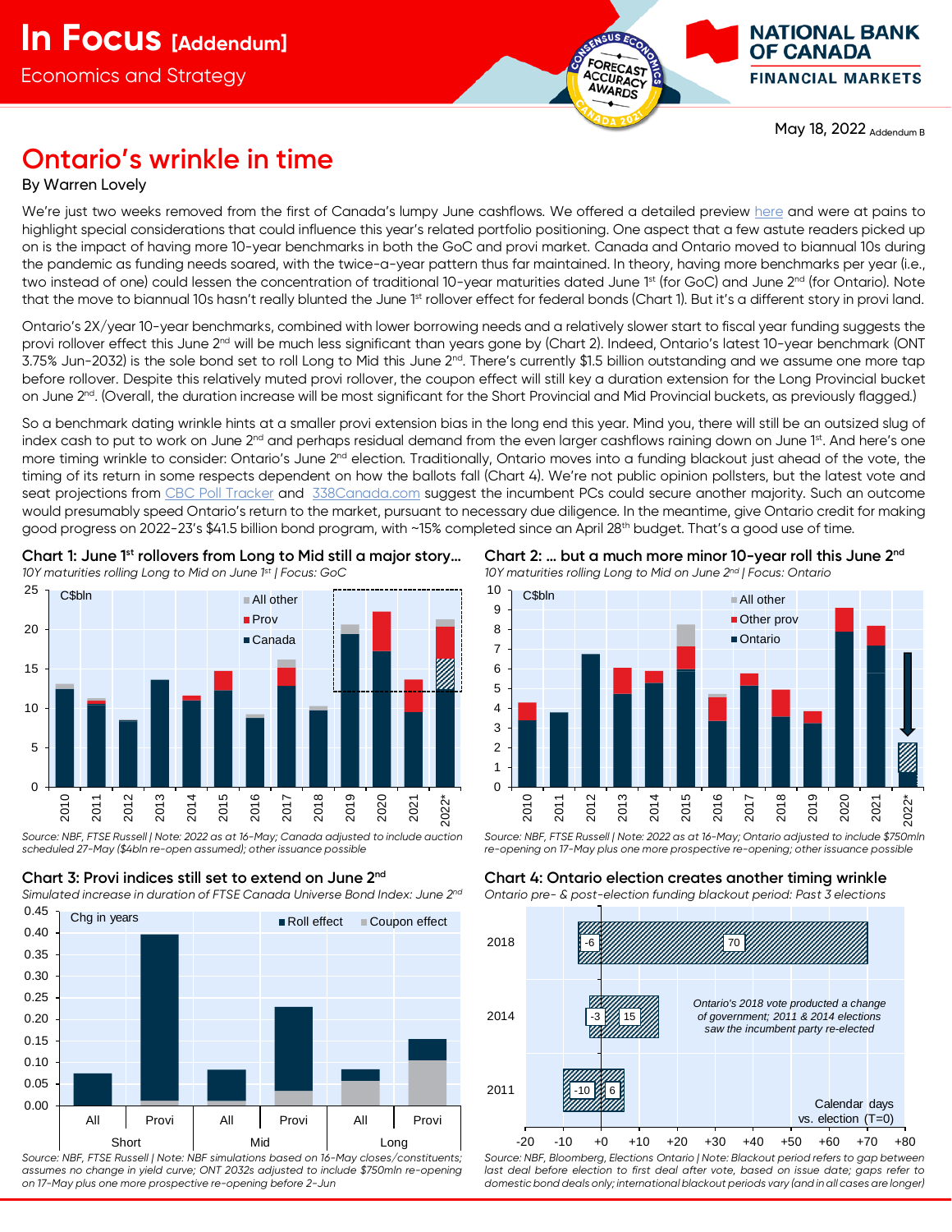# In Focus [Addendum]

Economics and Strategy

May 18, 2022 Addendum B

# Ontario's wrinkle in time

By Warren Lovely

We're just two weeks removed from the first of Canada's lumpy June cashflows. We offered a detailed preview here and were at pains to highlight special considerations that could influence this year's related portfolio positioning. One aspect that a few astute readers picked up on is the impact of having more 10-year benchmarks in both the GoC and provi market. Canada and Ontario moved to biannual 10s during the pandemic as funding needs soared, with the twice-a-year pattern thus far maintained. In theory, having more benchmarks per year (i.e., two instead of one) could lessen the concentration of traditional 10-year maturities dated June 1st (for GoC) and June 2nd (for Ontario). Note that the move to biannual 10s hasn't really blunted the June 1st rollover effect for federal bonds (Chart 1). But it's a different story in provi land.

Ontario's 2X/year 10-year benchmarks, combined with lower borrowing needs and a relatively slower start to fiscal year funding suggests the provi rollover effect this June 2nd will be much less significant than years gone by (Chart 2). Indeed, Ontario's latest 10-year benchmark (ONT 3.75% Jun-2032) is the sole bond set to roll Long to Mid this June 2nd. There's currently $1.5 billion outstanding and we assume one more tap before rollover. Despite this relatively muted provi rollover, the coupon effect will still key a duration extension for the Long Provincial bucket on June 2nd. (Overall, the duration increase will be most significant for the Short Provincial and Mid Provincial buckets, as previously flagged.)

So a benchmark dating wrinkle hints at a smaller provi extension bias in the long end this year. Mind you, there will still be an outsized slug of index cash to put to work on June 2nd and perhaps residual demand from the even larger cashflows raining down on June 1st. And here's one more timing wrinkle to consider: Ontario's June 2nd election. Traditionally, Ontario moves into a funding blackout just ahead of the vote, the timing of its return in some respects dependent on how the ballots fall (Chart 4). We're not public opinion pollsters, but the latest vote and seat projections from CBC Poll Tracker and 338Canada.com suggest the incumbent PCs could secure another majority. Such an outcome would presumably speed Ontario's return to the market, pursuant to necessary due diligence. In the meantime, give Ontario credit for making good progress on 2022-23's $41.5 billion bond program, with ~15% completed since an April 28th budget. That's a good use of time.

**Chart 1: June 1st rollovers from Long to Mid still a major story…**

*10Y maturities rolling Long to Mid on June 1st | Focus: GoC*

Source: NBF, FTSE Russell | Note: 2022 as at 16-May; Canada adjusted to include auction scheduled 27-May ($4bln re-open assumed); other issuance possible

**Chart 2: … but a much more minor 10-year roll this June 2nd**

*10Y maturities rolling Long to Mid on June 2nd | Focus: Ontario*

Source: NBF, FTSE Russell | Note: 2022 as at 16-May; Ontario adjusted to include $750mln re-opening on 17-May plus one more prospective re-opening; other issuance possible

**Chart 3: Provi indices still set to extend on June 2nd**

*Simulated increase in duration of FTSE Canada Universe Bond Index: June 2nd*

Source: NBF, FTSE Russell | Note: NBF simulations based on 16-May closes/constituents; assumes no change in yield curve; ONT 2032s adjusted to include $750mln re-opening on 17-May plus one more prospective re-opening before 2-Jun

**Chart 4: Ontario election creates another timing wrinkle**

*Ontario pre- & post-election funding blackout period: Past 3 elections*

| Election | Pre-election (days) | Post-election (days) |
|---|---|---|
| 2018 | -6 | 70 |
| 2014 | -3 | 15 |
| 2011 | -10 | 6 |

Ontario's 2018 vote producted a change of government; 2011 & 2014 elections saw the incumbent party re-elected

Source: NBF, Bloomberg, Elections Ontario | Note: Blackout period refers to gap between last deal before election to first deal after vote, based on issue date; gaps refer to domestic bond deals only; international blackout periods vary (and in all cases are longer)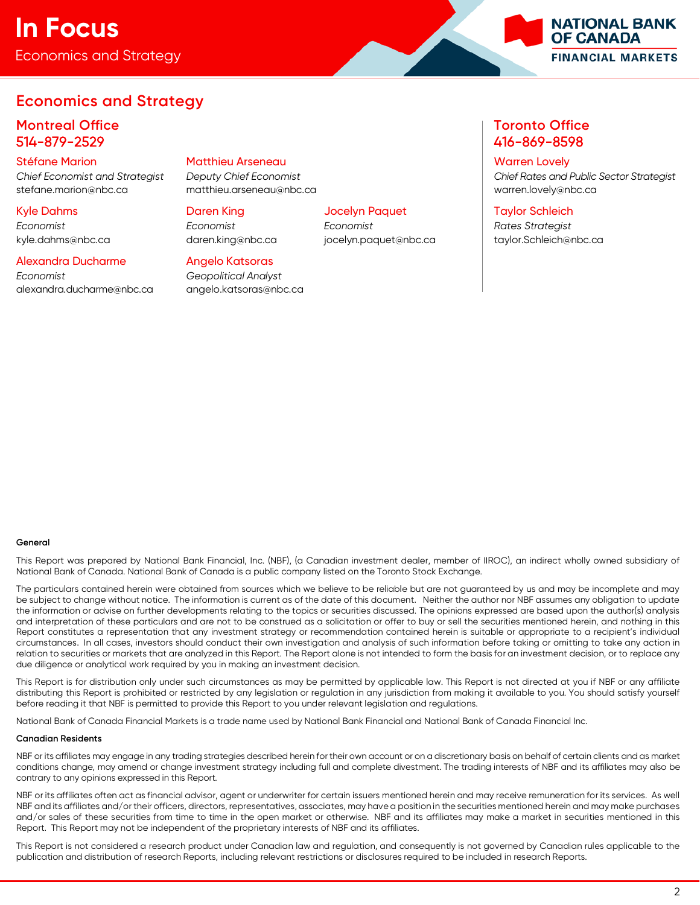## Economics and Strategy

### Montreal Office
### 514-879-2529

**Stéfane Marion**
*Chief Economist and Strategist*
stefane.marion@nbc.ca

**Matthieu Arseneau**
*Deputy Chief Economist*
matthieu.arseneau@nbc.ca

**Kyle Dahms**
*Economist*
kyle.dahms@nbc.ca

**Daren King**
*Economist*
daren.king@nbc.ca

**Jocelyn Paquet**
*Economist*
jocelyn.paquet@nbc.ca

**Alexandra Ducharme**
*Economist*
alexandra.ducharme@nbc.ca

**Angelo Katsoras**
*Geopolitical Analyst*
angelo.katsoras@nbc.ca

### Toronto Office
### 416-869-8598

**Warren Lovely**
*Chief Rates and Public Sector Strategist*
warren.lovely@nbc.ca

**Taylor Schleich**
*Rates Strategist*
taylor.Schleich@nbc.ca

**General**

This Report was prepared by National Bank Financial, Inc. (NBF), (a Canadian investment dealer, member of IIROC), an indirect wholly owned subsidiary of National Bank of Canada. National Bank of Canada is a public company listed on the Toronto Stock Exchange.

The particulars contained herein were obtained from sources which we believe to be reliable but are not guaranteed by us and may be incomplete and may be subject to change without notice. The information is current as of the date of this document. Neither the author nor NBF assumes any obligation to update the information or advise on further developments relating to the topics or securities discussed. The opinions expressed are based upon the author(s) analysis and interpretation of these particulars and are not to be construed as a solicitation or offer to buy or sell the securities mentioned herein, and nothing in this Report constitutes a representation that any investment strategy or recommendation contained herein is suitable or appropriate to a recipient's individual circumstances. In all cases, investors should conduct their own investigation and analysis of such information before taking or omitting to take any action in relation to securities or markets that are analyzed in this Report. The Report alone is not intended to form the basis for an investment decision, or to replace any due diligence or analytical work required by you in making an investment decision.

This Report is for distribution only under such circumstances as may be permitted by applicable law. This Report is not directed at you if NBF or any affiliate distributing this Report is prohibited or restricted by any legislation or regulation in any jurisdiction from making it available to you. You should satisfy yourself before reading it that NBF is permitted to provide this Report to you under relevant legislation and regulations.

National Bank of Canada Financial Markets is a trade name used by National Bank Financial and National Bank of Canada Financial Inc.

**Canadian Residents**

NBF or its affiliates may engage in any trading strategies described herein for their own account or on a discretionary basis on behalf of certain clients and as market conditions change, may amend or change investment strategy including full and complete divestment. The trading interests of NBF and its affiliates may also be contrary to any opinions expressed in this Report.

NBF or its affiliates often act as financial advisor, agent or underwriter for certain issuers mentioned herein and may receive remuneration for its services. As well NBF and its affiliates and/or their officers, directors, representatives, associates, may have a position in the securities mentioned herein and may make purchases and/or sales of these securities from time to time in the open market or otherwise. NBF and its affiliates may make a market in securities mentioned in this Report. This Report may not be independent of the proprietary interests of NBF and its affiliates.

This Report is not considered a research product under Canadian law and regulation, and consequently is not governed by Canadian rules applicable to the publication and distribution of research Reports, including relevant restrictions or disclosures required to be included in research Reports.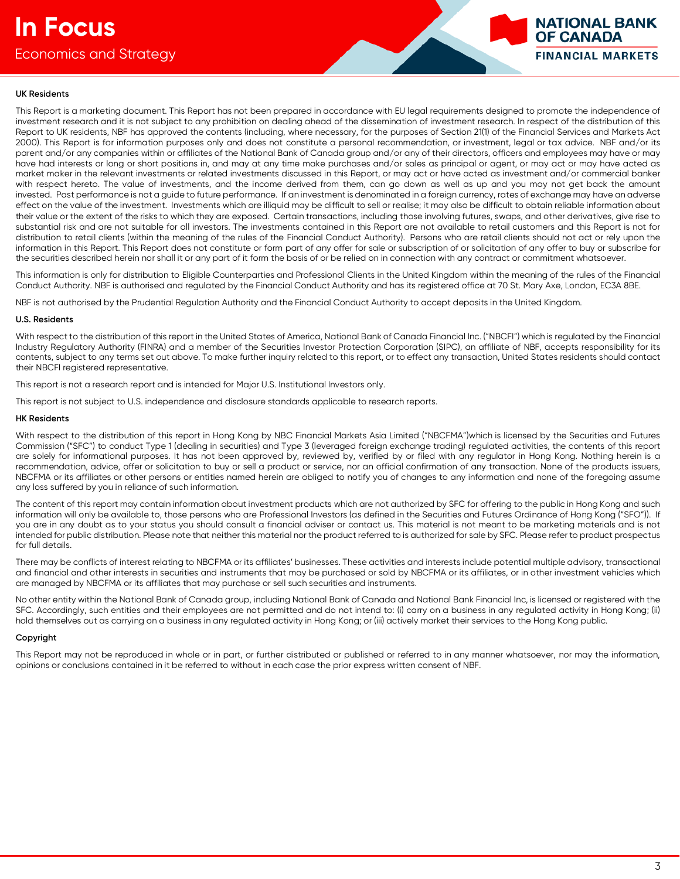#### UK Residents

This Report is a marketing document. This Report has not been prepared in accordance with EU legal requirements designed to promote the independence of investment research and it is not subject to any prohibition on dealing ahead of the dissemination of investment research. In respect of the distribution of this Report to UK residents, NBF has approved the contents (including, where necessary, for the purposes of Section 21(1) of the Financial Services and Markets Act 2000). This Report is for information purposes only and does not constitute a personal recommendation, or investment, legal or tax advice. NBF and/or its parent and/or any companies within or affiliates of the National Bank of Canada group and/or any of their directors, officers and employees may have or may have had interests or long or short positions in, and may at any time make purchases and/or sales as principal or agent, or may act or may have acted as market maker in the relevant investments or related investments discussed in this Report, or may act or have acted as investment and/or commercial banker with respect hereto. The value of investments, and the income derived from them, can go down as well as up and you may not get back the amount invested. Past performance is not a guide to future performance. If an investment is denominated in a foreign currency, rates of exchange may have an adverse effect on the value of the investment. Investments which are illiquid may be difficult to sell or realise; it may also be difficult to obtain reliable information about their value or the extent of the risks to which they are exposed. Certain transactions, including those involving futures, swaps, and other derivatives, give rise to substantial risk and are not suitable for all investors. The investments contained in this Report are not available to retail customers and this Report is not for distribution to retail clients (within the meaning of the rules of the Financial Conduct Authority). Persons who are retail clients should not act or rely upon the information in this Report. This Report does not constitute or form part of any offer for sale or subscription of or solicitation of any offer to buy or subscribe for the securities described herein nor shall it or any part of it form the basis of or be relied on in connection with any contract or commitment whatsoever.

This information is only for distribution to Eligible Counterparties and Professional Clients in the United Kingdom within the meaning of the rules of the Financial Conduct Authority. NBF is authorised and regulated by the Financial Conduct Authority and has its registered office at 70 St. Mary Axe, London, EC3A 8BE.

NBF is not authorised by the Prudential Regulation Authority and the Financial Conduct Authority to accept deposits in the United Kingdom.

#### U.S. Residents

With respect to the distribution of this report in the United States of America, National Bank of Canada Financial Inc. ("NBCFI") which is regulated by the Financial Industry Regulatory Authority (FINRA) and a member of the Securities Investor Protection Corporation (SIPC), an affiliate of NBF, accepts responsibility for its contents, subject to any terms set out above. To make further inquiry related to this report, or to effect any transaction, United States residents should contact their NBCFI registered representative.

This report is not a research report and is intended for Major U.S. Institutional Investors only.

This report is not subject to U.S. independence and disclosure standards applicable to research reports.

#### HK Residents

With respect to the distribution of this report in Hong Kong by NBC Financial Markets Asia Limited ("NBCFMA")which is licensed by the Securities and Futures Commission ("SFC") to conduct Type 1 (dealing in securities) and Type 3 (leveraged foreign exchange trading) regulated activities, the contents of this report are solely for informational purposes. It has not been approved by, reviewed by, verified by or filed with any regulator in Hong Kong. Nothing herein is a recommendation, advice, offer or solicitation to buy or sell a product or service, nor an official confirmation of any transaction. None of the products issuers, NBCFMA or its affiliates or other persons or entities named herein are obliged to notify you of changes to any information and none of the foregoing assume any loss suffered by you in reliance of such information.

The content of this report may contain information about investment products which are not authorized by SFC for offering to the public in Hong Kong and such information will only be available to, those persons who are Professional Investors (as defined in the Securities and Futures Ordinance of Hong Kong ("SFO")). If you are in any doubt as to your status you should consult a financial adviser or contact us. This material is not meant to be marketing materials and is not intended for public distribution. Please note that neither this material nor the product referred to is authorized for sale by SFC. Please refer to product prospectus for full details.

There may be conflicts of interest relating to NBCFMA or its affiliates' businesses. These activities and interests include potential multiple advisory, transactional and financial and other interests in securities and instruments that may be purchased or sold by NBCFMA or its affiliates, or in other investment vehicles which are managed by NBCFMA or its affiliates that may purchase or sell such securities and instruments.

No other entity within the National Bank of Canada group, including National Bank of Canada and National Bank Financial Inc, is licensed or registered with the SFC. Accordingly, such entities and their employees are not permitted and do not intend to: (i) carry on a business in any regulated activity in Hong Kong; (ii) hold themselves out as carrying on a business in any regulated activity in Hong Kong; or (iii) actively market their services to the Hong Kong public.

#### Copyright

This Report may not be reproduced in whole or in part, or further distributed or published or referred to in any manner whatsoever, nor may the information, opinions or conclusions contained in it be referred to without in each case the prior express written consent of NBF.